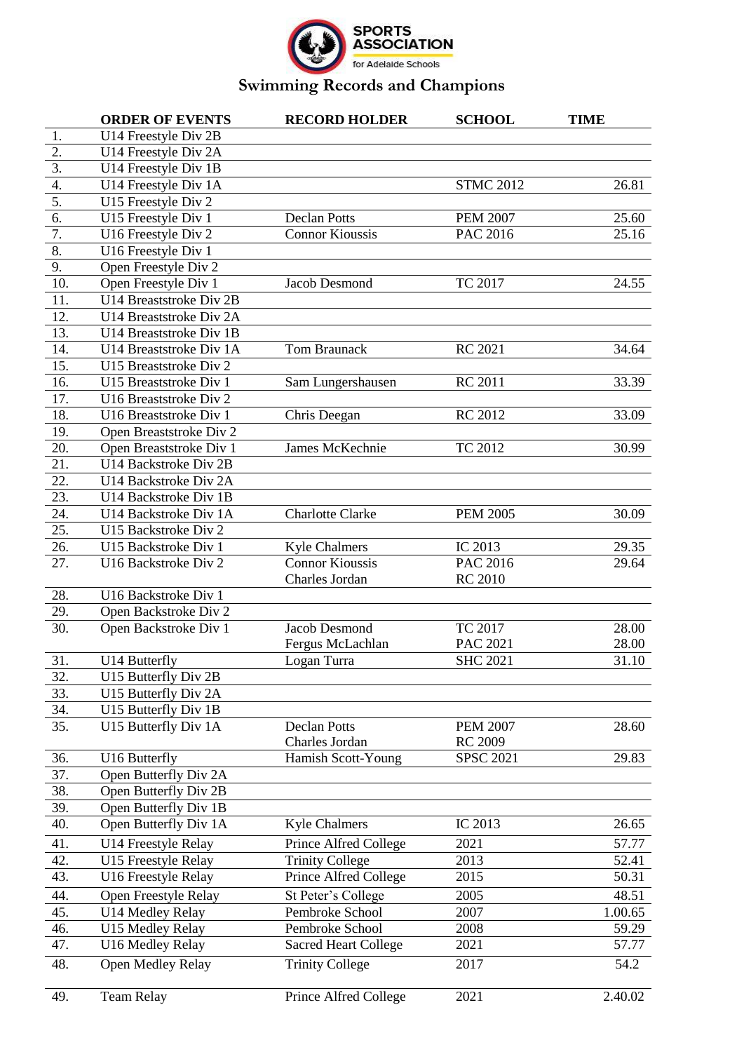SPORTS ASSOCIATION for Adelaide Schools

# Swimming Records and Champions

| | ORDER OF EVENTS | RECORD HOLDER | SCHOOL | TIME |
|---|---|---|---|---|
| 1. | U14 Freestyle Div 2B | | | |
| 2. | U14 Freestyle Div 2A | | | |
| 3. | U14 Freestyle Div 1B | | | |
| 4. | U14 Freestyle Div 1A | | STMC 2012 | 26.81 |
| 5. | U15 Freestyle Div 2 | | | |
| 6. | U15 Freestyle Div 1 | Declan Potts | PEM 2007 | 25.60 |
| 7. | U16 Freestyle Div 2 | Connor Kioussis | PAC 2016 | 25.16 |
| 8. | U16 Freestyle Div 1 | | | |
| 9. | Open Freestyle Div 2 | | | |
| 10. | Open Freestyle Div 1 | Jacob Desmond | TC 2017 | 24.55 |
| 11. | U14 Breaststroke Div 2B | | | |
| 12. | U14 Breaststroke Div 2A | | | |
| 13. | U14 Breaststroke Div 1B | | | |
| 14. | U14 Breaststroke Div 1A | Tom Braunack | RC 2021 | 34.64 |
| 15. | U15 Breaststroke Div 2 | | | |
| 16. | U15 Breaststroke Div 1 | Sam Lungershausen | RC 2011 | 33.39 |
| 17. | U16 Breaststroke Div 2 | | | |
| 18. | U16 Breaststroke Div 1 | Chris Deegan | RC 2012 | 33.09 |
| 19. | Open Breaststroke Div 2 | | | |
| 20. | Open Breaststroke Div 1 | James McKechnie | TC 2012 | 30.99 |
| 21. | U14 Backstroke Div 2B | | | |
| 22. | U14 Backstroke Div 2A | | | |
| 23. | U14 Backstroke Div 1B | | | |
| 24. | U14 Backstroke Div 1A | Charlotte Clarke | PEM 2005 | 30.09 |
| 25. | U15 Backstroke Div 2 | | | |
| 26. | U15 Backstroke Div 1 | Kyle Chalmers | IC 2013 | 29.35 |
| 27. | U16 Backstroke Div 2 | Connor Kioussis<br>Charles Jordan | PAC 2016<br>RC 2010 | 29.64 |
| 28. | U16 Backstroke Div 1 | | | |
| 29. | Open Backstroke Div 2 | | | |
| 30. | Open Backstroke Div 1 | Jacob Desmond<br>Fergus McLachlan | TC 2017<br>PAC 2021 | 28.00<br>28.00 |
| 31. | U14 Butterfly | Logan Turra | SHC 2021 | 31.10 |
| 32. | U15 Butterfly Div 2B | | | |
| 33. | U15 Butterfly Div 2A | | | |
| 34. | U15 Butterfly Div 1B | | | |
| 35. | U15 Butterfly Div 1A | Declan Potts<br>Charles Jordan | PEM 2007<br>RC 2009 | 28.60 |
| 36. | U16 Butterfly | Hamish Scott-Young | SPSC 2021 | 29.83 |
| 37. | Open Butterfly Div 2A | | | |
| 38. | Open Butterfly Div 2B | | | |
| 39. | Open Butterfly Div 1B | | | |
| 40. | Open Butterfly Div 1A | Kyle Chalmers | IC 2013 | 26.65 |
| 41. | U14 Freestyle Relay | Prince Alfred College | 2021 | 57.77 |
| 42. | U15 Freestyle Relay | Trinity College | 2013 | 52.41 |
| 43. | U16 Freestyle Relay | Prince Alfred College | 2015 | 50.31 |
| 44. | Open Freestyle Relay | St Peter's College | 2005 | 48.51 |
| 45. | U14 Medley Relay | Pembroke School | 2007 | 1.00.65 |
| 46. | U15 Medley Relay | Pembroke School | 2008 | 59.29 |
| 47. | U16 Medley Relay | Sacred Heart College | 2021 | 57.77 |
| 48. | Open Medley Relay | Trinity College | 2017 | 54.2 |
| 49. | Team Relay | Prince Alfred College | 2021 | 2.40.02 |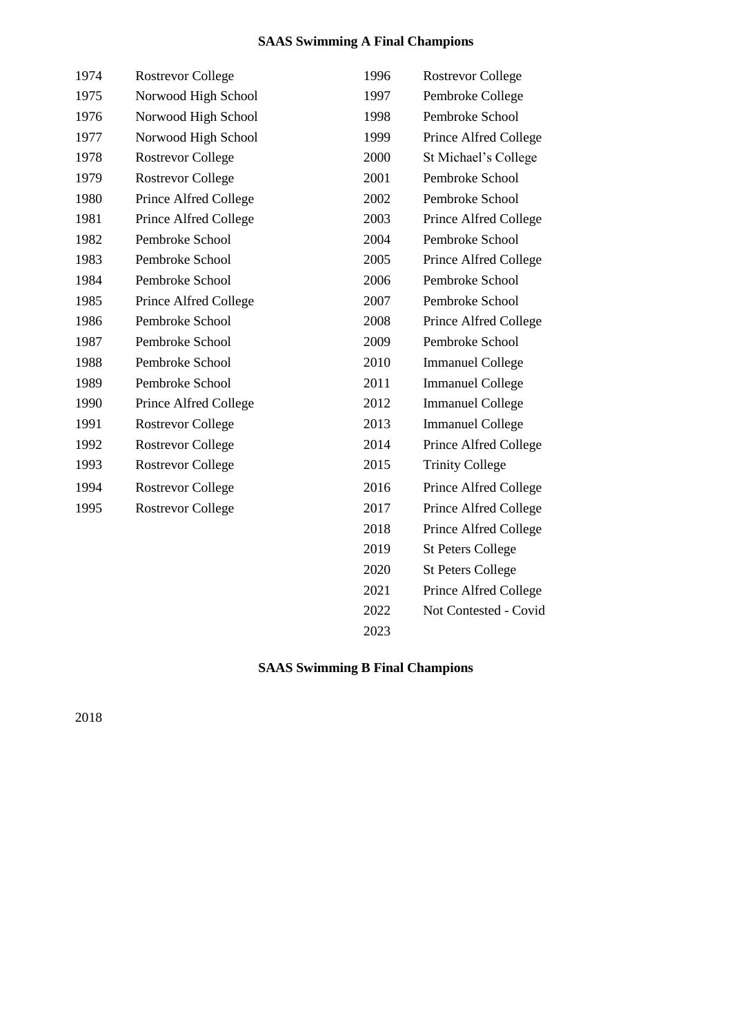## SAAS Swimming A Final Champions

| | |
|---|---|
| 1974 | Rostrevor College |
| 1975 | Norwood High School |
| 1976 | Norwood High School |
| 1977 | Norwood High School |
| 1978 | Rostrevor College |
| 1979 | Rostrevor College |
| 1980 | Prince Alfred College |
| 1981 | Prince Alfred College |
| 1982 | Pembroke School |
| 1983 | Pembroke School |
| 1984 | Pembroke School |
| 1985 | Prince Alfred College |
| 1986 | Pembroke School |
| 1987 | Pembroke School |
| 1988 | Pembroke School |
| 1989 | Pembroke School |
| 1990 | Prince Alfred College |
| 1991 | Rostrevor College |
| 1992 | Rostrevor College |
| 1993 | Rostrevor College |
| 1994 | Rostrevor College |
| 1995 | Rostrevor College |
| 1996 | Rostrevor College |
| 1997 | Pembroke College |
| 1998 | Pembroke School |
| 1999 | Prince Alfred College |
| 2000 | St Michael's College |
| 2001 | Pembroke School |
| 2002 | Pembroke School |
| 2003 | Prince Alfred College |
| 2004 | Pembroke School |
| 2005 | Prince Alfred College |
| 2006 | Pembroke School |
| 2007 | Pembroke School |
| 2008 | Prince Alfred College |
| 2009 | Pembroke School |
| 2010 | Immanuel College |
| 2011 | Immanuel College |
| 2012 | Immanuel College |
| 2013 | Immanuel College |
| 2014 | Prince Alfred College |
| 2015 | Trinity College |
| 2016 | Prince Alfred College |
| 2017 | Prince Alfred College |
| 2018 | Prince Alfred College |
| 2019 | St Peters College |
| 2020 | St Peters College |
| 2021 | Prince Alfred College |
| 2022 | Not Contested - Covid |
| 2023 | |

## SAAS Swimming B Final Champions

| | |
|---|---|
| 2018 | |